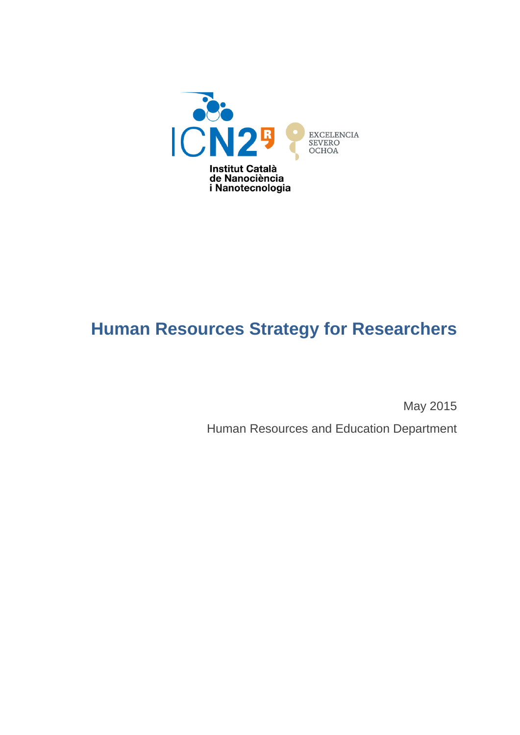ICN2

Institut Català de Nanociència i Nanotecnologia

EXCELENCIA SEVERO OCHOA

# Human Resources Strategy for Researchers

May 2015

Human Resources and Education Department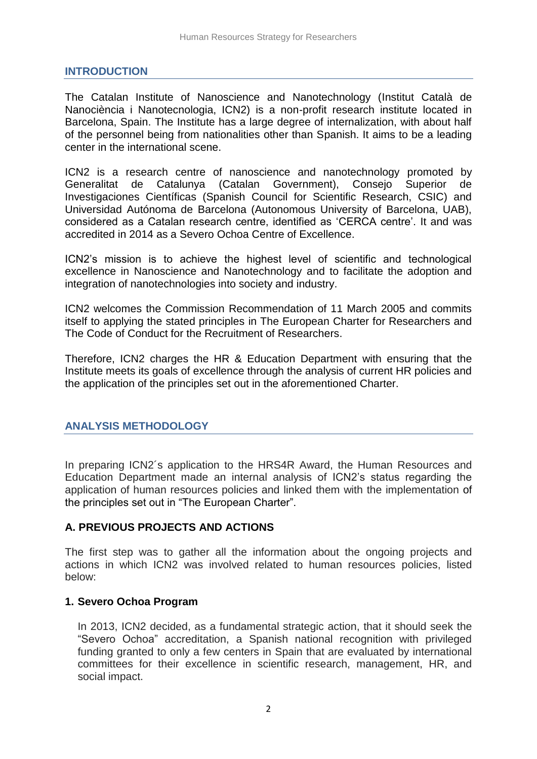## INTRODUCTION

The Catalan Institute of Nanoscience and Nanotechnology (Institut Català de Nanociència i Nanotecnologia, ICN2) is a non-profit research institute located in Barcelona, Spain. The Institute has a large degree of internalization, with about half of the personnel being from nationalities other than Spanish. It aims to be a leading center in the international scene.

ICN2 is a research centre of nanoscience and nanotechnology promoted by Generalitat de Catalunya (Catalan Government), Consejo Superior de Investigaciones Científicas (Spanish Council for Scientific Research, CSIC) and Universidad Autónoma de Barcelona (Autonomous University of Barcelona, UAB), considered as a Catalan research centre, identified as 'CERCA centre'. It and was accredited in 2014 as a Severo Ochoa Centre of Excellence.

ICN2's mission is to achieve the highest level of scientific and technological excellence in Nanoscience and Nanotechnology and to facilitate the adoption and integration of nanotechnologies into society and industry.

ICN2 welcomes the Commission Recommendation of 11 March 2005 and commits itself to applying the stated principles in The European Charter for Researchers and The Code of Conduct for the Recruitment of Researchers.

Therefore, ICN2 charges the HR & Education Department with ensuring that the Institute meets its goals of excellence through the analysis of current HR policies and the application of the principles set out in the aforementioned Charter.

## ANALYSIS METHODOLOGY

In preparing ICN2´s application to the HRS4R Award, the Human Resources and Education Department made an internal analysis of ICN2's status regarding the application of human resources policies and linked them with the implementation of the principles set out in "The European Charter".

### A. PREVIOUS PROJECTS AND ACTIONS

The first step was to gather all the information about the ongoing projects and actions in which ICN2 was involved related to human resources policies, listed below:

#### 1. Severo Ochoa Program

In 2013, ICN2 decided, as a fundamental strategic action, that it should seek the "Severo Ochoa" accreditation, a Spanish national recognition with privileged funding granted to only a few centers in Spain that are evaluated by international committees for their excellence in scientific research, management, HR, and social impact.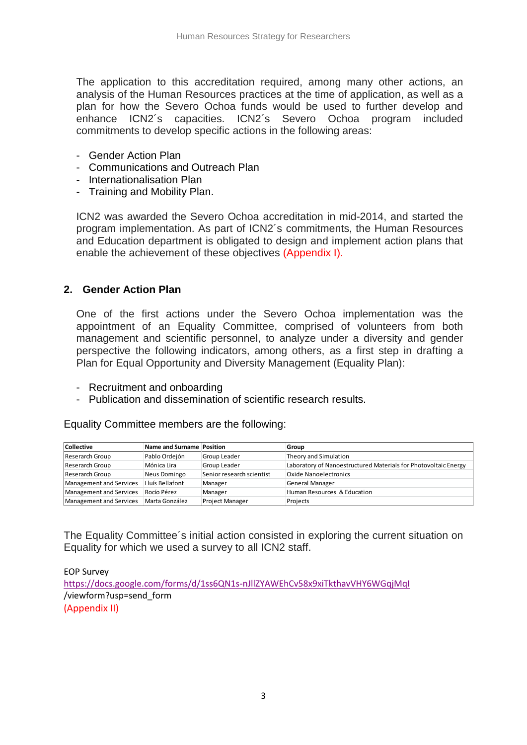The application to this accreditation required, among many other actions, an analysis of the Human Resources practices at the time of application, as well as a plan for how the Severo Ochoa funds would be used to further develop and enhance ICN2´s capacities. ICN2´s Severo Ochoa program included commitments to develop specific actions in the following areas:

- Gender Action Plan
- Communications and Outreach Plan
- Internationalisation Plan
- Training and Mobility Plan.

ICN2 was awarded the Severo Ochoa accreditation in mid-2014, and started the program implementation. As part of ICN2´s commitments, the Human Resources and Education department is obligated to design and implement action plans that enable the achievement of these objectives (Appendix I).

## 2. Gender Action Plan

One of the first actions under the Severo Ochoa implementation was the appointment of an Equality Committee, comprised of volunteers from both management and scientific personnel, to analyze under a diversity and gender perspective the following indicators, among others, as a first step in drafting a Plan for Equal Opportunity and Diversity Management (Equality Plan):

- Recruitment and onboarding
- Publication and dissemination of scientific research results.

Equality Committee members are the following:

| Collective | Name and Surname | Position | Group |
|---|---|---|---|
| Reserarch Group | Pablo Ordejón | Group Leader | Theory and Simulation |
| Reserarch Group | Mónica Lira | Group Leader | Laboratory of Nanoestructured Materials for Photovoltaic Energy |
| Reserarch Group | Neus Domingo | Senior research scientist | Oxide Nanoelectronics |
| Management and Services | Lluís Bellafont | Manager | General Manager |
| Management and Services | Rocío Pérez | Manager | Human Resources & Education |
| Management and Services | Marta González | Project Manager | Projects |

The Equality Committee´s initial action consisted in exploring the current situation on Equality for which we used a survey to all ICN2 staff.

EOP Survey
https://docs.google.com/forms/d/1ss6QN1s-nJllZYAWEhCv58x9xiTkthavVHY6WGqjMqI/viewform?usp=send_form
(Appendix II)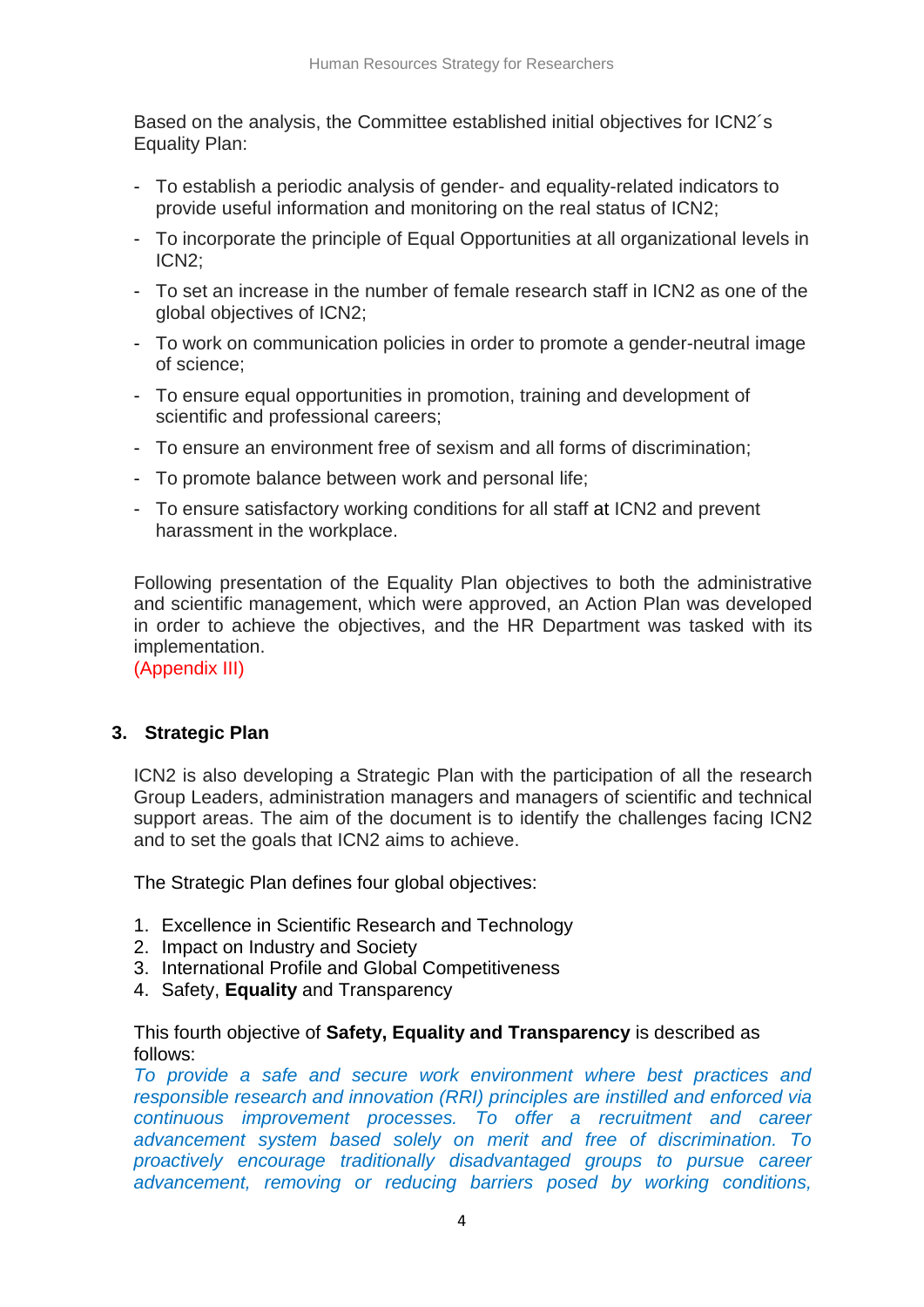Based on the analysis, the Committee established initial objectives for ICN2´s Equality Plan:

- To establish a periodic analysis of gender- and equality-related indicators to provide useful information and monitoring on the real status of ICN2;
- To incorporate the principle of Equal Opportunities at all organizational levels in ICN2;
- To set an increase in the number of female research staff in ICN2 as one of the global objectives of ICN2;
- To work on communication policies in order to promote a gender-neutral image of science;
- To ensure equal opportunities in promotion, training and development of scientific and professional careers;
- To ensure an environment free of sexism and all forms of discrimination;
- To promote balance between work and personal life;
- To ensure satisfactory working conditions for all staff at ICN2 and prevent harassment in the workplace.

Following presentation of the Equality Plan objectives to both the administrative and scientific management, which were approved, an Action Plan was developed in order to achieve the objectives, and the HR Department was tasked with its implementation.
(Appendix III)

## 3. Strategic Plan

ICN2 is also developing a Strategic Plan with the participation of all the research Group Leaders, administration managers and managers of scientific and technical support areas. The aim of the document is to identify the challenges facing ICN2 and to set the goals that ICN2 aims to achieve.

The Strategic Plan defines four global objectives:

1. Excellence in Scientific Research and Technology
2. Impact on Industry and Society
3. International Profile and Global Competitiveness
4. Safety, **Equality** and Transparency

This fourth objective of **Safety, Equality and Transparency** is described as follows:
*To provide a safe and secure work environment where best practices and responsible research and innovation (RRI) principles are instilled and enforced via continuous improvement processes. To offer a recruitment and career advancement system based solely on merit and free of discrimination. To proactively encourage traditionally disadvantaged groups to pursue career advancement, removing or reducing barriers posed by working conditions,*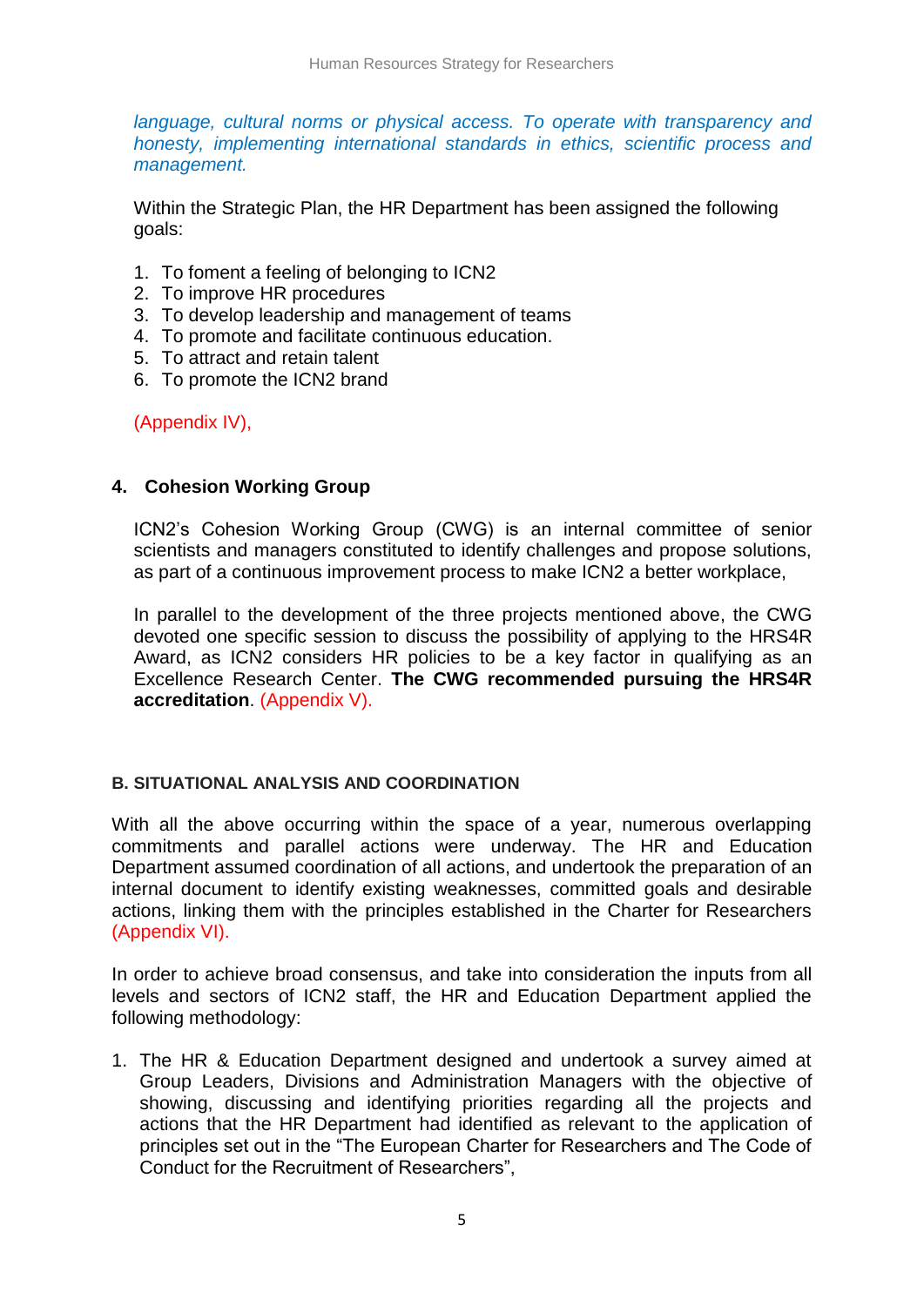*language, cultural norms or physical access. To operate with transparency and honesty, implementing international standards in ethics, scientific process and management.*

Within the Strategic Plan, the HR Department has been assigned the following goals:

1. To foment a feeling of belonging to ICN2
2. To improve HR procedures
3. To develop leadership and management of teams
4. To promote and facilitate continuous education.
5. To attract and retain talent
6. To promote the ICN2 brand

(Appendix IV),

### 4. Cohesion Working Group

ICN2's Cohesion Working Group (CWG) is an internal committee of senior scientists and managers constituted to identify challenges and propose solutions, as part of a continuous improvement process to make ICN2 a better workplace,

In parallel to the development of the three projects mentioned above, the CWG devoted one specific session to discuss the possibility of applying to the HRS4R Award, as ICN2 considers HR policies to be a key factor in qualifying as an Excellence Research Center. **The CWG recommended pursuing the HRS4R accreditation**. (Appendix V).

## B. SITUATIONAL ANALYSIS AND COORDINATION

With all the above occurring within the space of a year, numerous overlapping commitments and parallel actions were underway. The HR and Education Department assumed coordination of all actions, and undertook the preparation of an internal document to identify existing weaknesses, committed goals and desirable actions, linking them with the principles established in the Charter for Researchers (Appendix VI).

In order to achieve broad consensus, and take into consideration the inputs from all levels and sectors of ICN2 staff, the HR and Education Department applied the following methodology:

1. The HR & Education Department designed and undertook a survey aimed at Group Leaders, Divisions and Administration Managers with the objective of showing, discussing and identifying priorities regarding all the projects and actions that the HR Department had identified as relevant to the application of principles set out in the "The European Charter for Researchers and The Code of Conduct for the Recruitment of Researchers",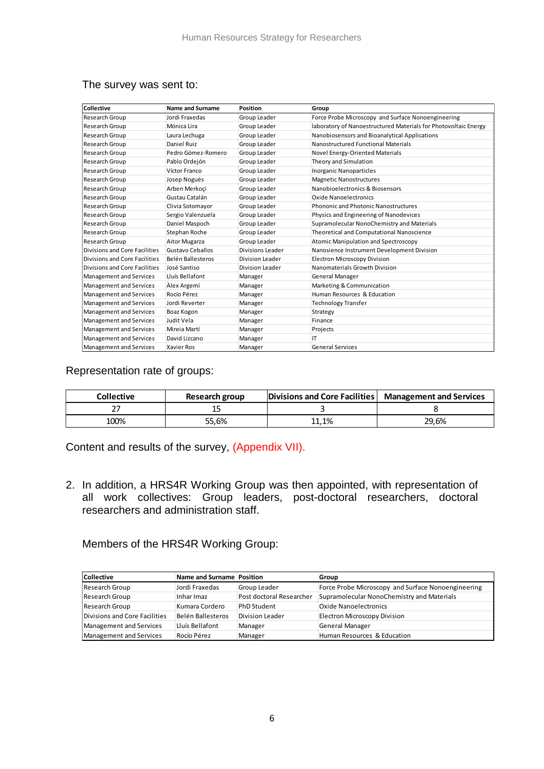The survey was sent to:

| Collective | Name and Surname | Position | Group |
|---|---|---|---|
| Research Group | Jordi Fraxedas | Group Leader | Force Probe Microscopy and Surface Nonoengineering |
| Research Group | Mónica Lira | Group Leader | laboratory of Nanoestructured Materials for Photovoltaic Energy |
| Research Group | Laura Lechuga | Group Leader | Nanobiosensors and Bioanalytical Applications |
| Research Group | Daniel Ruiz | Group Leader | Nanostructured Functional Materials |
| Research Group | Pedro Gómez-Romero | Group Leader | Novel Energy-Oriented Materials |
| Research Group | Pablo Ordejón | Group Leader | Theory and Simulation |
| Research Group | Víctor Franco | Group Leader | Inorganic Nanoparticles |
| Research Group | Josep Nogués | Group Leader | Magnetic Nanostructures |
| Research Group | Arben Merkoçi | Group Leader | Nanobioelectronics & Biosensors |
| Research Group | Gustau Catalán | Group Leader | Oxide Nanoelectronics |
| Research Group | Clivia Sotomayor | Group Leader | Phononic and Photonic Nanostructures |
| Research Group | Sergio Valenzuela | Group Leader | Physics and Engineering of Nanodevices |
| Research Group | Daniel Maspoch | Group Leader | Supramolecular NonoChemistry and Materials |
| Research Group | Stephan Roche | Group Leader | Theoretical and Computational Nanoscience |
| Research Group | Aitor Mugarza | Group Leader | Atomic Manipulation and Spectroscopy |
| Divisions and Core Facilities | Gustavo Ceballos | Divisions Leader | Nanosience Instrument Development Division |
| Divisions and Core Facilities | Belén Ballesteros | Division Leader | Electron Microscopy Division |
| Divisions and Core Facilities | José Santiso | Division Leader | Nanomaterials Growth Division |
| Management and Services | Lluís Bellafont | Manager | General Manager |
| Management and Services | Àlex Argemí | Manager | Marketing & Communication |
| Management and Services | Rocío Pérez | Manager | Human Resources & Education |
| Management and Services | Jordi Reverter | Manager | Technology Transfer |
| Management and Services | Boaz Kogon | Manager | Strategy |
| Management and Services | Judit Vela | Manager | Finance |
| Management and Services | Mireia Martí | Manager | Projects |
| Management and Services | David Lizcano | Manager | IT |
| Management and Services | Xavier Ros | Manager | General Services |

Representation rate of groups:

| Collective | Research group | Divisions and Core Facilities | Management and Services |
|---|---|---|---|
| 27 | 15 | 3 | 8 |
| 100% | 55,6% | 11,1% | 29,6% |

Content and results of the survey, (Appendix VII).

2. In addition, a HRS4R Working Group was then appointed, with representation of all work collectives: Group leaders, post-doctoral researchers, doctoral researchers and administration staff.

Members of the HRS4R Working Group:

| Collective | Name and Surname | Position | Group |
|---|---|---|---|
| Research Group | Jordi Fraxedas | Group Leader | Force Probe Microscopy and Surface Nonoengineering |
| Research Group | Inhar Imaz | Post doctoral Researcher | Supramolecular NonoChemistry and Materials |
| Research Group | Kumara Cordero | PhD Student | Oxide Nanoelectronics |
| Divisions and Core Facilities | Belén Ballesteros | Division Leader | Electron Microscopy Division |
| Management and Services | Lluís Bellafont | Manager | General Manager |
| Management and Services | Rocío Pérez | Manager | Human Resources & Education |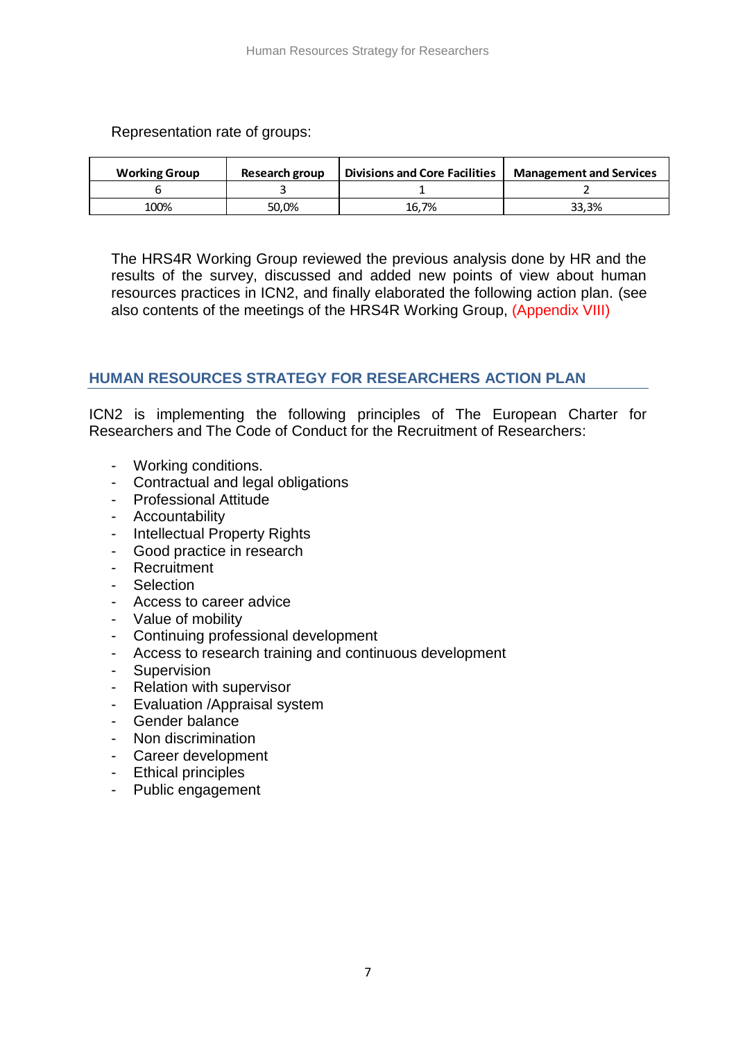Representation rate of groups:

| Working Group | Research group | Divisions and Core Facilities | Management and Services |
|---|---|---|---|
| 6 | 3 | 1 | 2 |
| 100% | 50,0% | 16,7% | 33,3% |

The HRS4R Working Group reviewed the previous analysis done by HR and the results of the survey, discussed and added new points of view about human resources practices in ICN2, and finally elaborated the following action plan. (see also contents of the meetings of the HRS4R Working Group, (Appendix VIII)

## HUMAN RESOURCES STRATEGY FOR RESEARCHERS ACTION PLAN

ICN2 is implementing the following principles of The European Charter for Researchers and The Code of Conduct for the Recruitment of Researchers:

- Working conditions.
- Contractual and legal obligations
- Professional Attitude
- Accountability
- Intellectual Property Rights
- Good practice in research
- Recruitment
- Selection
- Access to career advice
- Value of mobility
- Continuing professional development
- Access to research training and continuous development
- Supervision
- Relation with supervisor
- Evaluation /Appraisal system
- Gender balance
- Non discrimination
- Career development
- Ethical principles
- Public engagement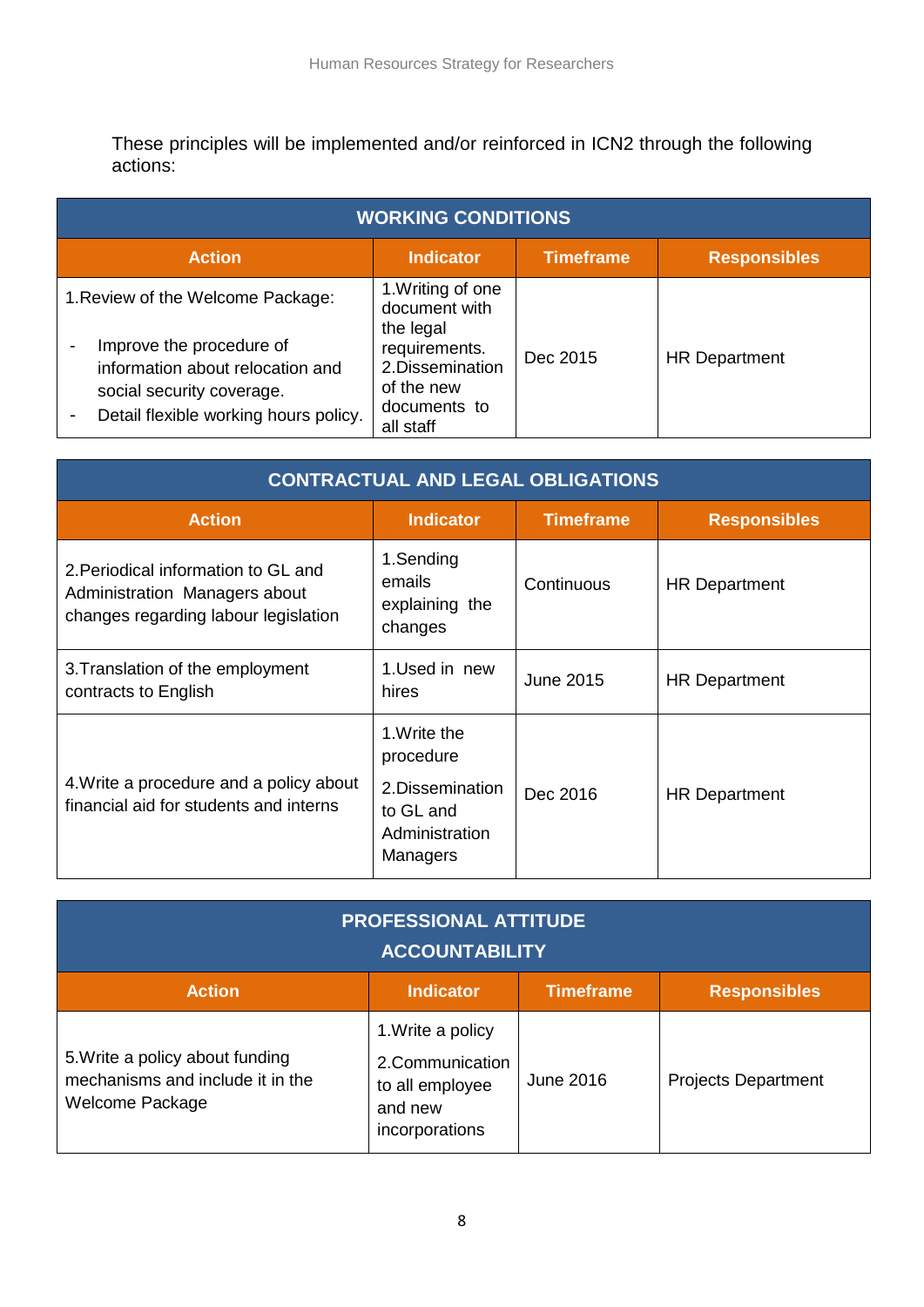These principles will be implemented and/or reinforced in ICN2 through the following actions:

| WORKING CONDITIONS | | | |
|---|---|---|---|
| **Action** | **Indicator** | **Timeframe** | **Responsibles** |
| 1.Review of the Welcome Package:<br>- Improve the procedure of information about relocation and social security coverage.<br>- Detail flexible working hours policy. | 1.Writing of one document with the legal requirements.<br>2.Dissemination of the new documents to all staff | Dec 2015 | HR Department |

| CONTRACTUAL AND LEGAL OBLIGATIONS | | | |
|---|---|---|---|
| **Action** | **Indicator** | **Timeframe** | **Responsibles** |
| 2.Periodical information to GL and Administration Managers about changes regarding labour legislation | 1.Sending emails explaining the changes | Continuous | HR Department |
| 3.Translation of the employment contracts to English | 1.Used in new hires | June 2015 | HR Department |
| 4.Write a procedure and a policy about financial aid for students and interns | 1.Write the procedure<br>2.Dissemination to GL and Administration Managers | Dec 2016 | HR Department |

| PROFESSIONAL ATTITUDE ACCOUNTABILITY | | | |
|---|---|---|---|
| **Action** | **Indicator** | **Timeframe** | **Responsibles** |
| 5.Write a policy about funding mechanisms and include it in the Welcome Package | 1.Write a policy<br>2.Communication to all employee and new incorporations | June 2016 | Projects Department |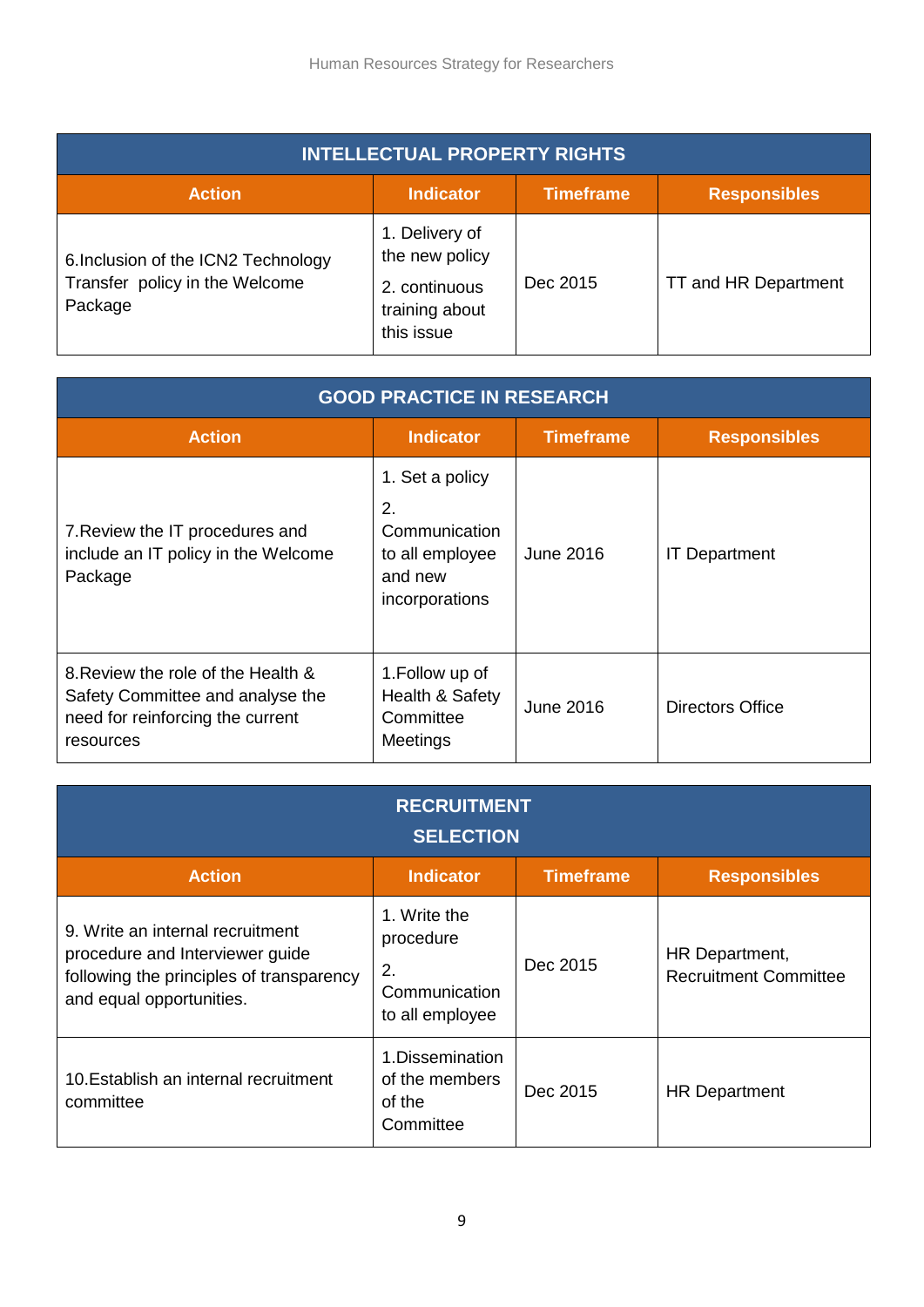| INTELLECTUAL PROPERTY RIGHTS | | | |
|---|---|---|---|
| **Action** | **Indicator** | **Timeframe** | **Responsibles** |
| 6.Inclusion of the ICN2 Technology Transfer policy in the Welcome Package | 1. Delivery of the new policy<br>2. continuous training about this issue | Dec 2015 | TT and HR Department |

| GOOD PRACTICE IN RESEARCH | | | |
|---|---|---|---|
| **Action** | **Indicator** | **Timeframe** | **Responsibles** |
| 7.Review the IT procedures and include an IT policy in the Welcome Package | 1. Set a policy<br>2. Communication to all employee and new incorporations | June 2016 | IT Department |
| 8.Review the role of the Health & Safety Committee and analyse the need for reinforcing the current resources | 1.Follow up of Health & Safety Committee Meetings | June 2016 | Directors Office |

| RECRUITMENT SELECTION | | | |
|---|---|---|---|
| **Action** | **Indicator** | **Timeframe** | **Responsibles** |
| 9. Write an internal recruitment procedure and Interviewer guide following the principles of transparency and equal opportunities. | 1. Write the procedure<br>2. Communication to all employee | Dec 2015 | HR Department, Recruitment Committee |
| 10.Establish an internal recruitment committee | 1.Dissemination of the members of the Committee | Dec 2015 | HR Department |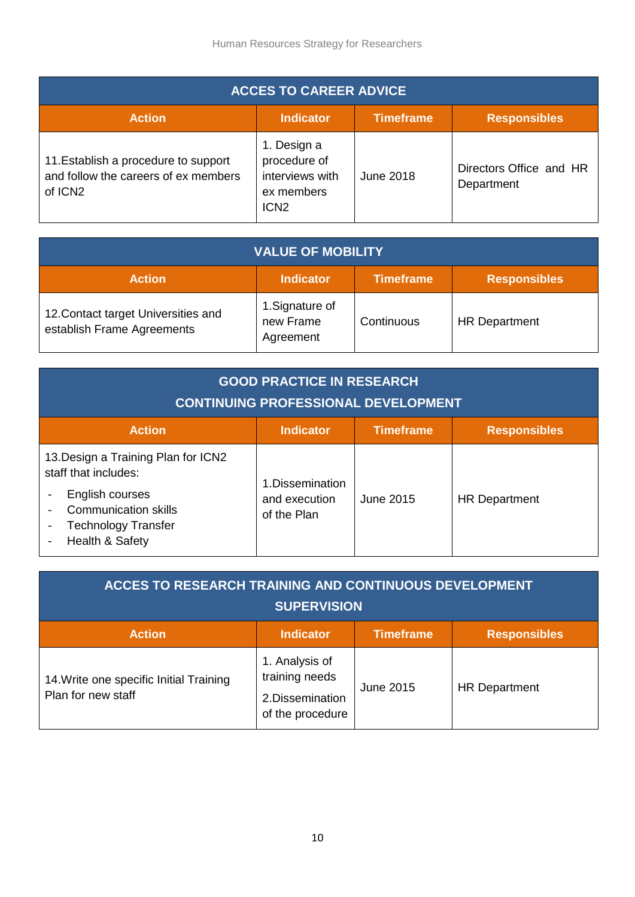| ACCES TO CAREER ADVICE | | | |
|---|---|---|---|
| **Action** | **Indicator** | **Timeframe** | **Responsibles** |
| 11.Establish a procedure to support and follow the careers of ex members of ICN2 | 1. Design a procedure of interviews with ex members ICN2 | June 2018 | Directors Office and HR Department |

| VALUE OF MOBILITY | | | |
|---|---|---|---|
| **Action** | **Indicator** | **Timeframe** | **Responsibles** |
| 12.Contact target Universities and establish Frame Agreements | 1.Signature of new Frame Agreement | Continuous | HR Department |

| GOOD PRACTICE IN RESEARCH CONTINUING PROFESSIONAL DEVELOPMENT | | | |
|---|---|---|---|
| **Action** | **Indicator** | **Timeframe** | **Responsibles** |
| 13.Design a Training Plan for ICN2 staff that includes:<br>- English courses<br>- Communication skills<br>- Technology Transfer<br>- Health & Safety | 1.Dissemination and execution of the Plan | June 2015 | HR Department |

| ACCES TO RESEARCH TRAINING AND CONTINUOUS DEVELOPMENT SUPERVISION | | | |
|---|---|---|---|
| **Action** | **Indicator** | **Timeframe** | **Responsibles** |
| 14.Write one specific Initial Training Plan for new staff | 1. Analysis of training needs<br>2.Dissemination of the procedure | June 2015 | HR Department |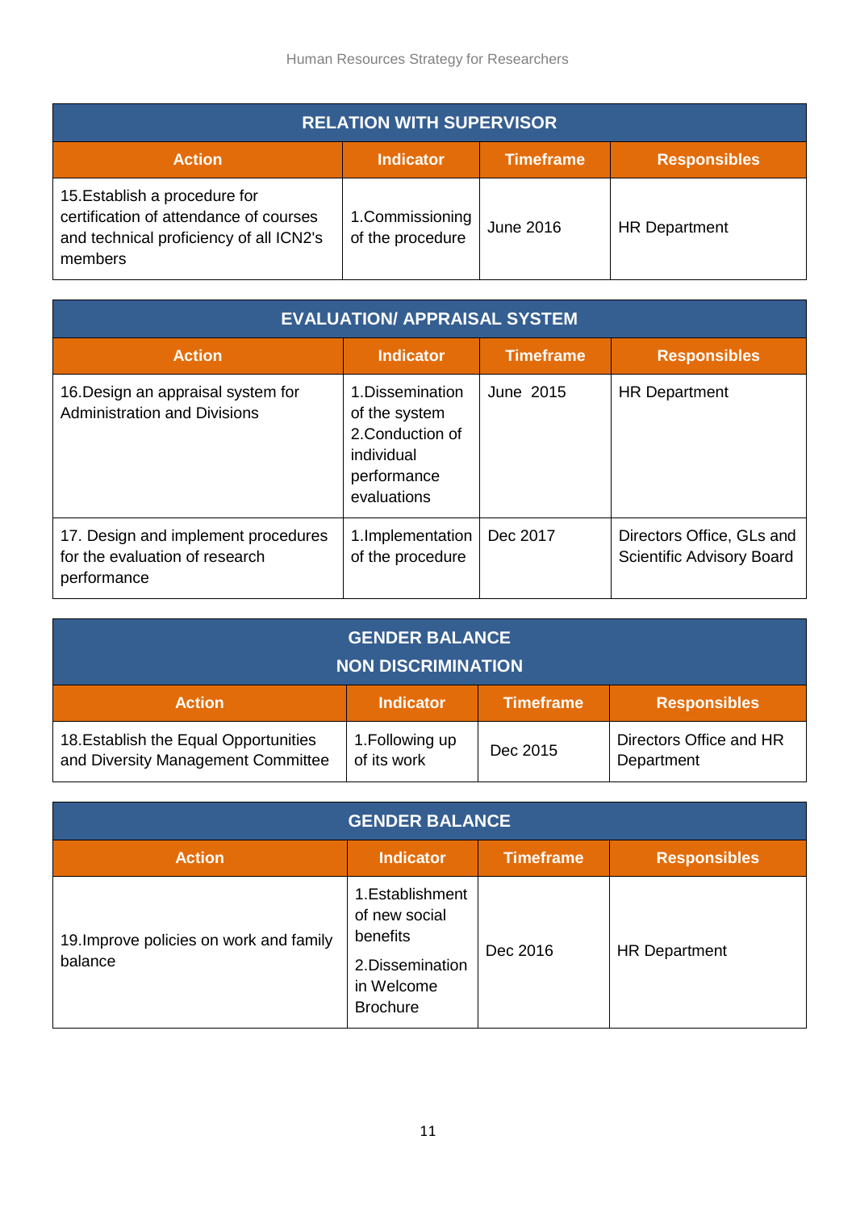| RELATION WITH SUPERVISOR | | | |
|---|---|---|---|
| **Action** | **Indicator** | **Timeframe** | **Responsibles** |
| 15.Establish a procedure for certification of attendance of courses and technical proficiency of all ICN2's members | 1.Commissioning of the procedure | June 2016 | HR Department |

| EVALUATION/ APPRAISAL SYSTEM | | | |
|---|---|---|---|
| **Action** | **Indicator** | **Timeframe** | **Responsibles** |
| 16.Design an appraisal system for Administration and Divisions | 1.Dissemination of the system<br>2.Conduction of individual performance evaluations | June 2015 | HR Department |
| 17. Design and implement procedures for the evaluation of research performance | 1.Implementation of the procedure | Dec 2017 | Directors Office, GLs and Scientific Advisory Board |

| GENDER BALANCE<br>NON DISCRIMINATION | | | |
|---|---|---|---|
| **Action** | **Indicator** | **Timeframe** | **Responsibles** |
| 18.Establish the Equal Opportunities and Diversity Management Committee | 1.Following up of its work | Dec 2015 | Directors Office and HR Department |

| GENDER BALANCE | | | |
|---|---|---|---|
| **Action** | **Indicator** | **Timeframe** | **Responsibles** |
| 19.Improve policies on work and family balance | 1.Establishment of new social benefits<br>2.Dissemination in Welcome Brochure | Dec 2016 | HR Department |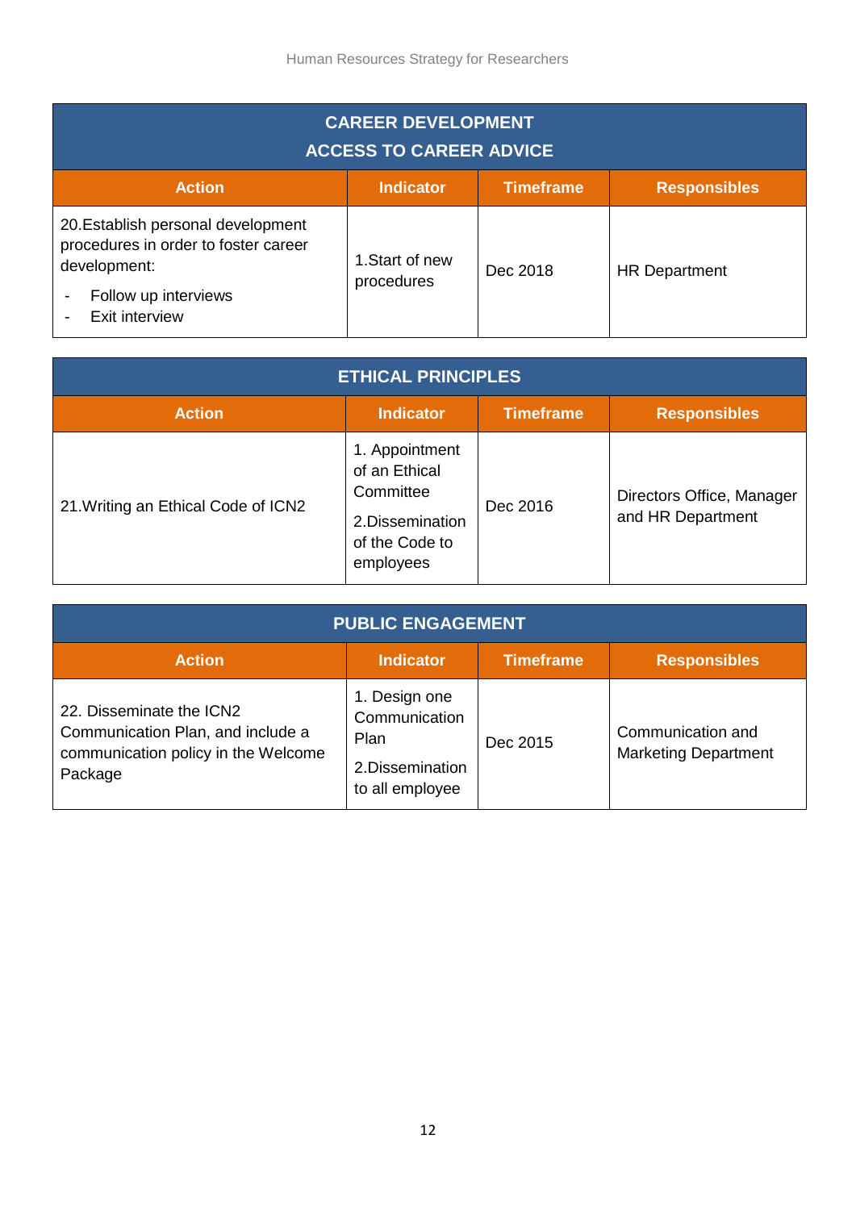## CAREER DEVELOPMENT
### ACCESS TO CAREER ADVICE

| Action | Indicator | Timeframe | Responsibles |
|---|---|---|---|
| 20.Establish personal development procedures in order to foster career development:<br>- Follow up interviews<br>- Exit interview | 1.Start of new procedures | Dec 2018 | HR Department |

## ETHICAL PRINCIPLES

| Action | Indicator | Timeframe | Responsibles |
|---|---|---|---|
| 21.Writing an Ethical Code of ICN2 | 1. Appointment of an Ethical Committee<br>2.Dissemination of the Code to employees | Dec 2016 | Directors Office, Manager and HR Department |

## PUBLIC ENGAGEMENT

| Action | Indicator | Timeframe | Responsibles |
|---|---|---|---|
| 22. Disseminate the ICN2 Communication Plan, and include a communication policy in the Welcome Package | 1. Design one Communication Plan<br>2.Dissemination to all employee | Dec 2015 | Communication and Marketing Department |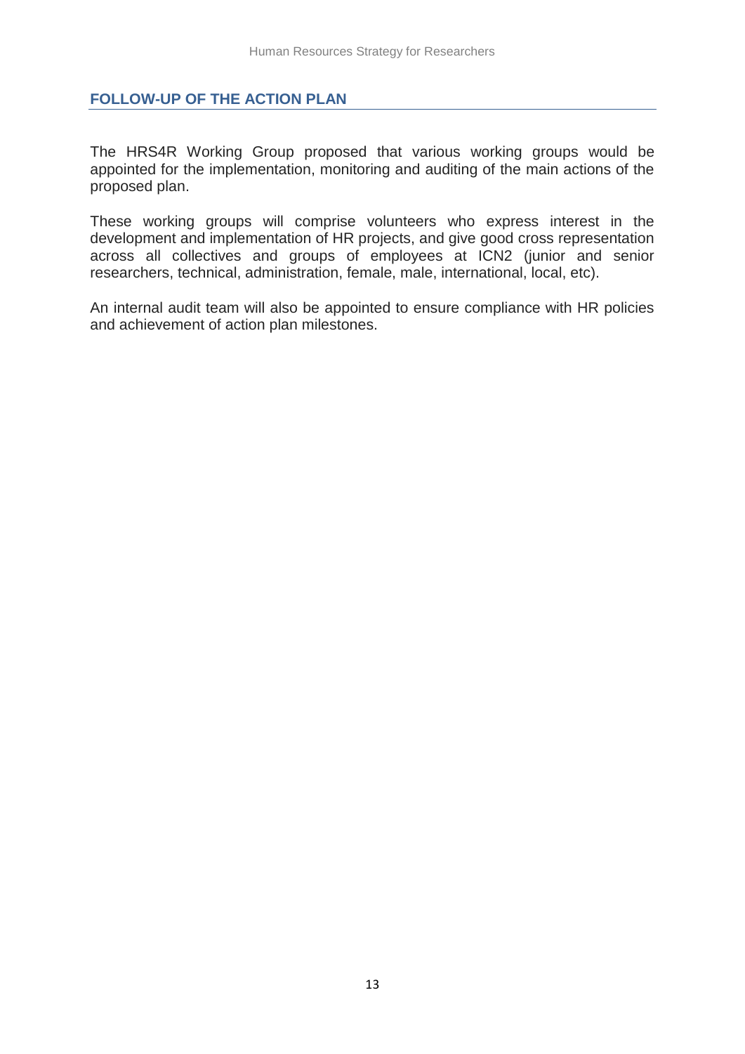## FOLLOW-UP OF THE ACTION PLAN

The HRS4R Working Group proposed that various working groups would be appointed for the implementation, monitoring and auditing of the main actions of the proposed plan.

These working groups will comprise volunteers who express interest in the development and implementation of HR projects, and give good cross representation across all collectives and groups of employees at ICN2 (junior and senior researchers, technical, administration, female, male, international, local, etc).

An internal audit team will also be appointed to ensure compliance with HR policies and achievement of action plan milestones.